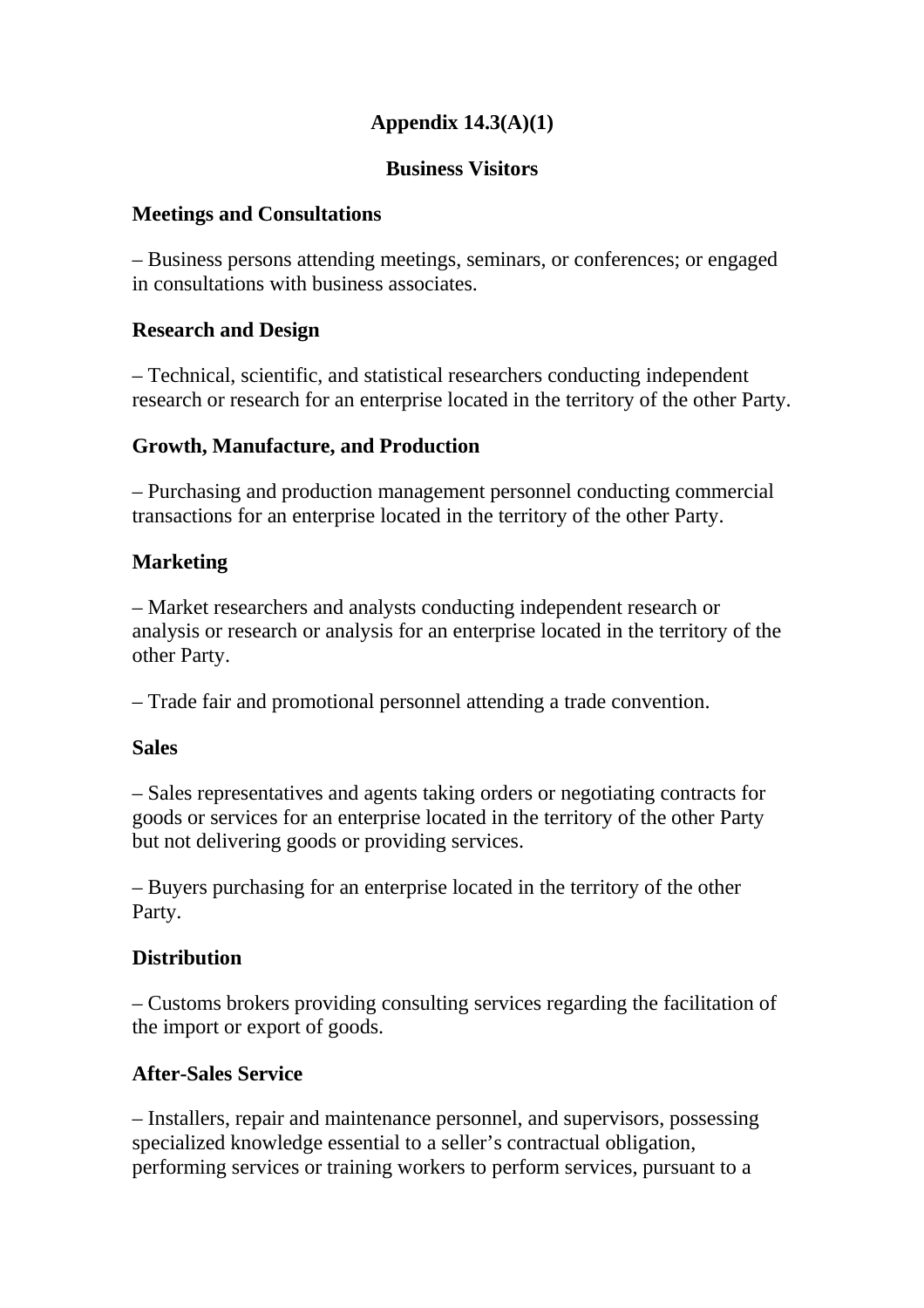# Appendix 14.3(A)(1)

## Business Visitors

### Meetings and Consultations

– Business persons attending meetings, seminars, or conferences; or engaged in consultations with business associates.

### Research and Design

– Technical, scientific, and statistical researchers conducting independent research or research for an enterprise located in the territory of the other Party.

### Growth, Manufacture, and Production

– Purchasing and production management personnel conducting commercial transactions for an enterprise located in the territory of the other Party.

### Marketing

– Market researchers and analysts conducting independent research or analysis or research or analysis for an enterprise located in the territory of the other Party.

– Trade fair and promotional personnel attending a trade convention.

### Sales

– Sales representatives and agents taking orders or negotiating contracts for goods or services for an enterprise located in the territory of the other Party but not delivering goods or providing services.

– Buyers purchasing for an enterprise located in the territory of the other Party.

### Distribution

– Customs brokers providing consulting services regarding the facilitation of the import or export of goods.

### After-Sales Service

– Installers, repair and maintenance personnel, and supervisors, possessing specialized knowledge essential to a seller's contractual obligation, performing services or training workers to perform services, pursuant to a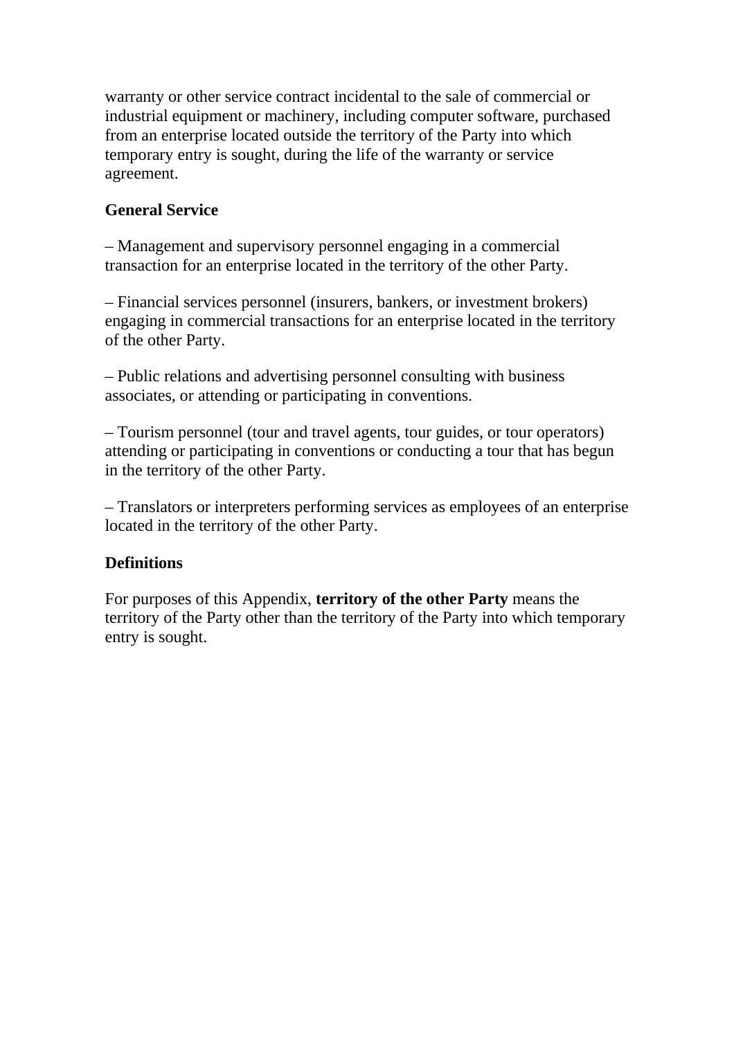warranty or other service contract incidental to the sale of commercial or industrial equipment or machinery, including computer software, purchased from an enterprise located outside the territory of the Party into which temporary entry is sought, during the life of the warranty or service agreement.

**General Service**

– Management and supervisory personnel engaging in a commercial transaction for an enterprise located in the territory of the other Party.

– Financial services personnel (insurers, bankers, or investment brokers) engaging in commercial transactions for an enterprise located in the territory of the other Party.

– Public relations and advertising personnel consulting with business associates, or attending or participating in conventions.

– Tourism personnel (tour and travel agents, tour guides, or tour operators) attending or participating in conventions or conducting a tour that has begun in the territory of the other Party.

– Translators or interpreters performing services as employees of an enterprise located in the territory of the other Party.

**Definitions**

For purposes of this Appendix, **territory of the other Party** means the territory of the Party other than the territory of the Party into which temporary entry is sought.